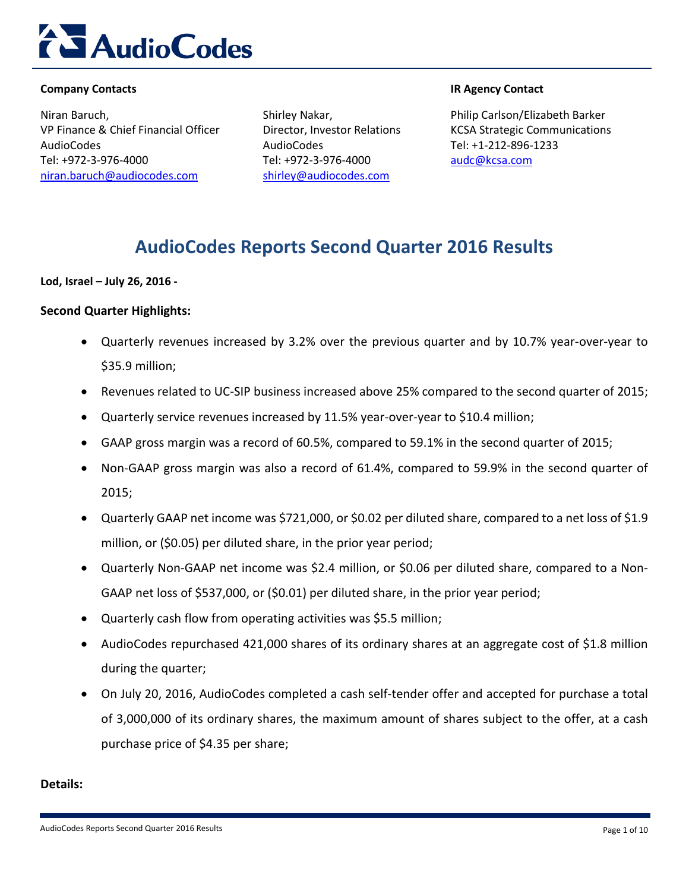**Company Contacts**

Niran Baruch,
VP Finance & Chief Financial Officer
AudioCodes
Tel: +972-3-976-4000
niran.baruch@audiocodes.com

Shirley Nakar,
Director, Investor Relations
AudioCodes
Tel: +972-3-976-4000
shirley@audiocodes.com

**IR Agency Contact**

Philip Carlson/Elizabeth Barker
KCSA Strategic Communications
Tel: +1-212-896-1233
audc@kcsa.com

# AudioCodes Reports Second Quarter 2016 Results

**Lod, Israel – July 26, 2016 -**

**Second Quarter Highlights:**

- Quarterly revenues increased by 3.2% over the previous quarter and by 10.7% year-over-year to $35.9 million;
- Revenues related to UC-SIP business increased above 25% compared to the second quarter of 2015;
- Quarterly service revenues increased by 11.5% year-over-year to $10.4 million;
- GAAP gross margin was a record of 60.5%, compared to 59.1% in the second quarter of 2015;
- Non-GAAP gross margin was also a record of 61.4%, compared to 59.9% in the second quarter of 2015;
- Quarterly GAAP net income was $721,000, or $0.02 per diluted share, compared to a net loss of $1.9 million, or ($0.05) per diluted share, in the prior year period;
- Quarterly Non-GAAP net income was $2.4 million, or $0.06 per diluted share, compared to a Non-GAAP net loss of $537,000, or ($0.01) per diluted share, in the prior year period;
- Quarterly cash flow from operating activities was $5.5 million;
- AudioCodes repurchased 421,000 shares of its ordinary shares at an aggregate cost of $1.8 million during the quarter;
- On July 20, 2016, AudioCodes completed a cash self-tender offer and accepted for purchase a total of 3,000,000 of its ordinary shares, the maximum amount of shares subject to the offer, at a cash purchase price of $4.35 per share;

**Details:**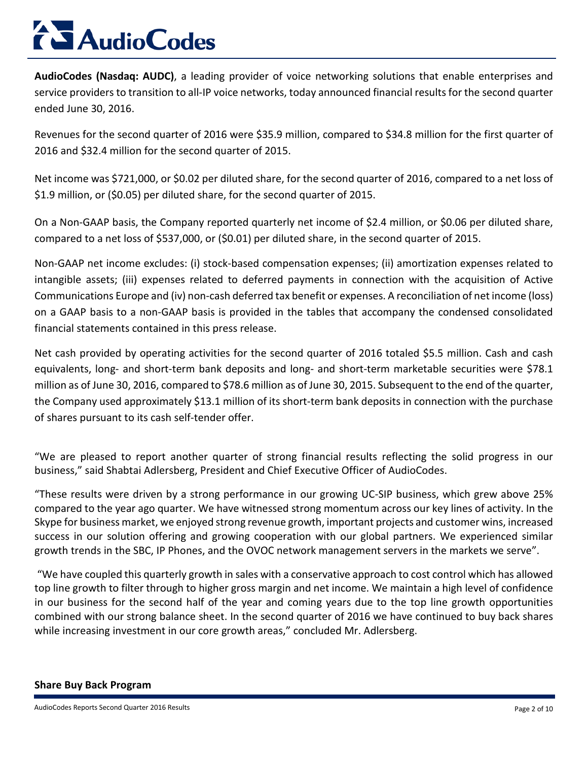**AudioCodes (Nasdaq: AUDC)**, a leading provider of voice networking solutions that enable enterprises and service providers to transition to all-IP voice networks, today announced financial results for the second quarter ended June 30, 2016.

Revenues for the second quarter of 2016 were $35.9 million, compared to $34.8 million for the first quarter of 2016 and $32.4 million for the second quarter of 2015.

Net income was $721,000, or $0.02 per diluted share, for the second quarter of 2016, compared to a net loss of $1.9 million, or ($0.05) per diluted share, for the second quarter of 2015.

On a Non-GAAP basis, the Company reported quarterly net income of $2.4 million, or $0.06 per diluted share, compared to a net loss of $537,000, or ($0.01) per diluted share, in the second quarter of 2015.

Non-GAAP net income excludes: (i) stock-based compensation expenses; (ii) amortization expenses related to intangible assets; (iii) expenses related to deferred payments in connection with the acquisition of Active Communications Europe and (iv) non-cash deferred tax benefit or expenses. A reconciliation of net income (loss) on a GAAP basis to a non-GAAP basis is provided in the tables that accompany the condensed consolidated financial statements contained in this press release.

Net cash provided by operating activities for the second quarter of 2016 totaled $5.5 million. Cash and cash equivalents, long- and short-term bank deposits and long- and short-term marketable securities were $78.1 million as of June 30, 2016, compared to $78.6 million as of June 30, 2015. Subsequent to the end of the quarter, the Company used approximately $13.1 million of its short-term bank deposits in connection with the purchase of shares pursuant to its cash self-tender offer.

"We are pleased to report another quarter of strong financial results reflecting the solid progress in our business," said Shabtai Adlersberg, President and Chief Executive Officer of AudioCodes.

"These results were driven by a strong performance in our growing UC-SIP business, which grew above 25% compared to the year ago quarter. We have witnessed strong momentum across our key lines of activity. In the Skype for business market, we enjoyed strong revenue growth, important projects and customer wins, increased success in our solution offering and growing cooperation with our global partners. We experienced similar growth trends in the SBC, IP Phones, and the OVOC network management servers in the markets we serve".

"We have coupled this quarterly growth in sales with a conservative approach to cost control which has allowed top line growth to filter through to higher gross margin and net income. We maintain a high level of confidence in our business for the second half of the year and coming years due to the top line growth opportunities combined with our strong balance sheet. In the second quarter of 2016 we have continued to buy back shares while increasing investment in our core growth areas," concluded Mr. Adlersberg.

**Share Buy Back Program**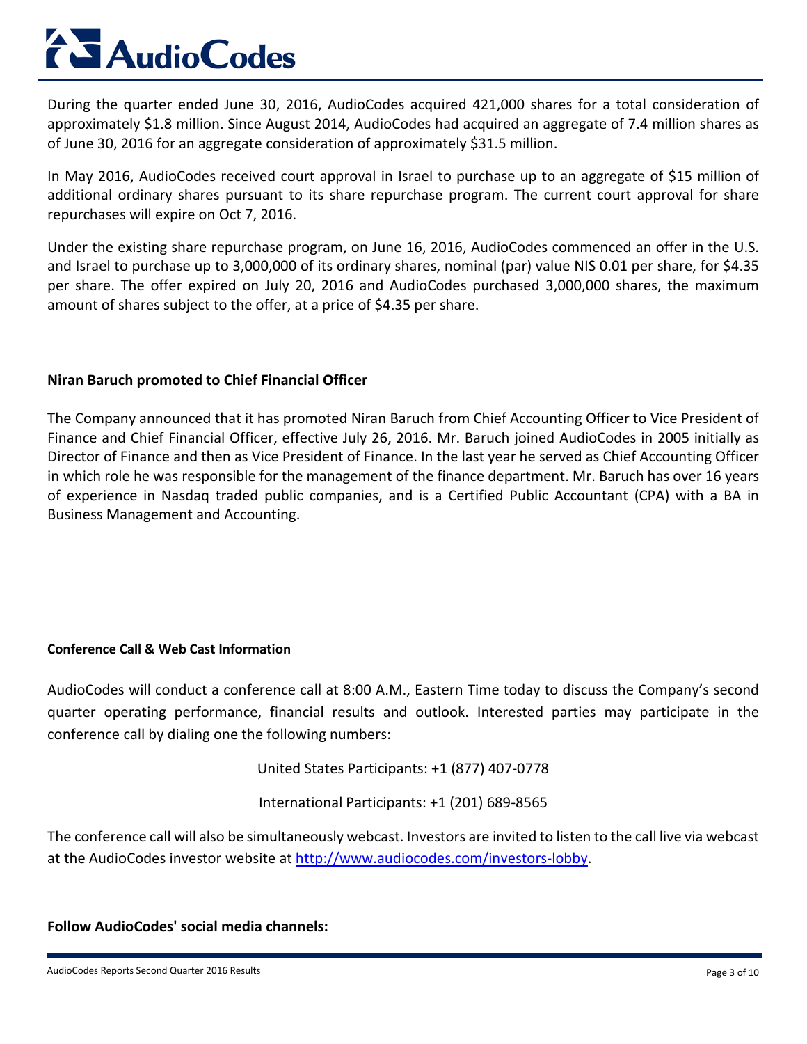During the quarter ended June 30, 2016, AudioCodes acquired 421,000 shares for a total consideration of approximately $1.8 million. Since August 2014, AudioCodes had acquired an aggregate of 7.4 million shares as of June 30, 2016 for an aggregate consideration of approximately $31.5 million.

In May 2016, AudioCodes received court approval in Israel to purchase up to an aggregate of $15 million of additional ordinary shares pursuant to its share repurchase program. The current court approval for share repurchases will expire on Oct 7, 2016.

Under the existing share repurchase program, on June 16, 2016, AudioCodes commenced an offer in the U.S. and Israel to purchase up to 3,000,000 of its ordinary shares, nominal (par) value NIS 0.01 per share, for $4.35 per share. The offer expired on July 20, 2016 and AudioCodes purchased 3,000,000 shares, the maximum amount of shares subject to the offer, at a price of $4.35 per share.

**Niran Baruch promoted to Chief Financial Officer**

The Company announced that it has promoted Niran Baruch from Chief Accounting Officer to Vice President of Finance and Chief Financial Officer, effective July 26, 2016. Mr. Baruch joined AudioCodes in 2005 initially as Director of Finance and then as Vice President of Finance. In the last year he served as Chief Accounting Officer in which role he was responsible for the management of the finance department. Mr. Baruch has over 16 years of experience in Nasdaq traded public companies, and is a Certified Public Accountant (CPA) with a BA in Business Management and Accounting.

**Conference Call & Web Cast Information**

AudioCodes will conduct a conference call at 8:00 A.M., Eastern Time today to discuss the Company's second quarter operating performance, financial results and outlook. Interested parties may participate in the conference call by dialing one the following numbers:

United States Participants: +1 (877) 407-0778

International Participants: +1 (201) 689-8565

The conference call will also be simultaneously webcast. Investors are invited to listen to the call live via webcast at the AudioCodes investor website at [http://www.audiocodes.com/investors-lobby](http://www.audiocodes.com/investors-lobby).

**Follow AudioCodes' social media channels:**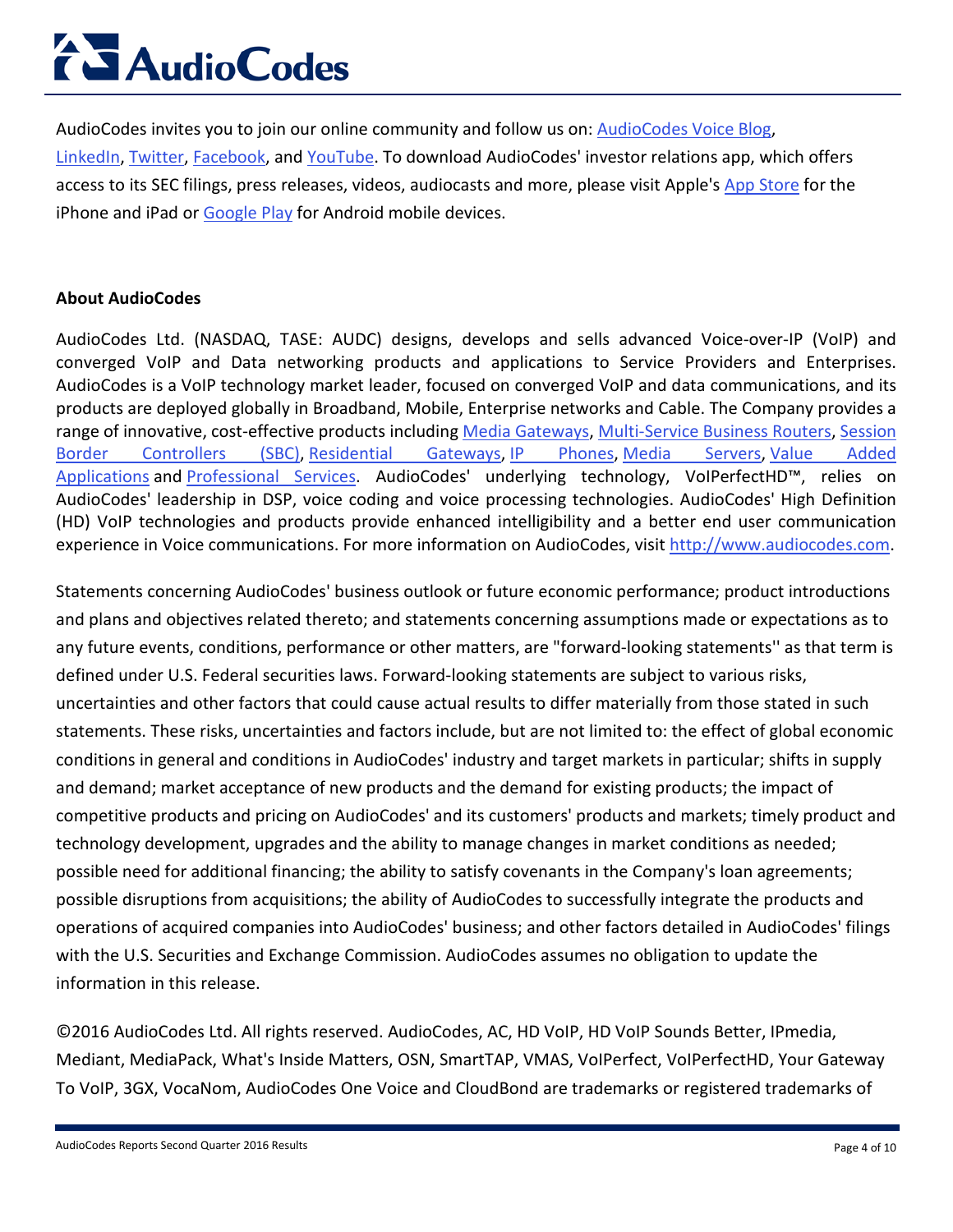AudioCodes invites you to join our online community and follow us on: AudioCodes Voice Blog, LinkedIn, Twitter, Facebook, and YouTube. To download AudioCodes' investor relations app, which offers access to its SEC filings, press releases, videos, audiocasts and more, please visit Apple's App Store for the iPhone and iPad or Google Play for Android mobile devices.

**About AudioCodes**

AudioCodes Ltd. (NASDAQ, TASE: AUDC) designs, develops and sells advanced Voice-over-IP (VoIP) and converged VoIP and Data networking products and applications to Service Providers and Enterprises. AudioCodes is a VoIP technology market leader, focused on converged VoIP and data communications, and its products are deployed globally in Broadband, Mobile, Enterprise networks and Cable. The Company provides a range of innovative, cost-effective products including Media Gateways, Multi-Service Business Routers, Session Border Controllers (SBC), Residential Gateways, IP Phones, Media Servers, Value Added Applications and Professional Services. AudioCodes' underlying technology, VoIPerfectHD™, relies on AudioCodes' leadership in DSP, voice coding and voice processing technologies. AudioCodes' High Definition (HD) VoIP technologies and products provide enhanced intelligibility and a better end user communication experience in Voice communications. For more information on AudioCodes, visit http://www.audiocodes.com.

Statements concerning AudioCodes' business outlook or future economic performance; product introductions and plans and objectives related thereto; and statements concerning assumptions made or expectations as to any future events, conditions, performance or other matters, are "forward-looking statements'' as that term is defined under U.S. Federal securities laws. Forward-looking statements are subject to various risks, uncertainties and other factors that could cause actual results to differ materially from those stated in such statements. These risks, uncertainties and factors include, but are not limited to: the effect of global economic conditions in general and conditions in AudioCodes' industry and target markets in particular; shifts in supply and demand; market acceptance of new products and the demand for existing products; the impact of competitive products and pricing on AudioCodes' and its customers' products and markets; timely product and technology development, upgrades and the ability to manage changes in market conditions as needed; possible need for additional financing; the ability to satisfy covenants in the Company's loan agreements; possible disruptions from acquisitions; the ability of AudioCodes to successfully integrate the products and operations of acquired companies into AudioCodes' business; and other factors detailed in AudioCodes' filings with the U.S. Securities and Exchange Commission. AudioCodes assumes no obligation to update the information in this release.

©2016 AudioCodes Ltd. All rights reserved. AudioCodes, AC, HD VoIP, HD VoIP Sounds Better, IPmedia, Mediant, MediaPack, What's Inside Matters, OSN, SmartTAP, VMAS, VoIPerfect, VoIPerfectHD, Your Gateway To VoIP, 3GX, VocaNom, AudioCodes One Voice and CloudBond are trademarks or registered trademarks of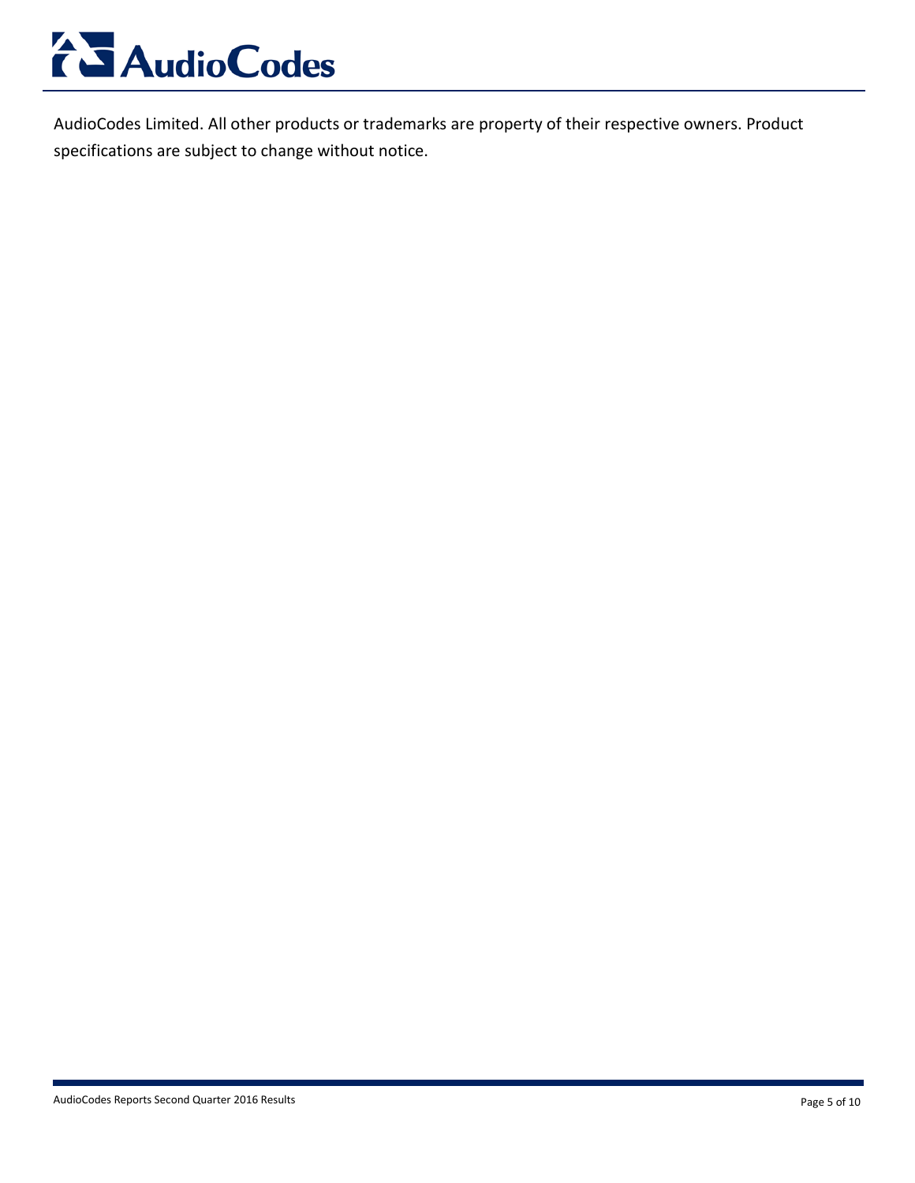AudioCodes Limited. All other products or trademarks are property of their respective owners. Product specifications are subject to change without notice.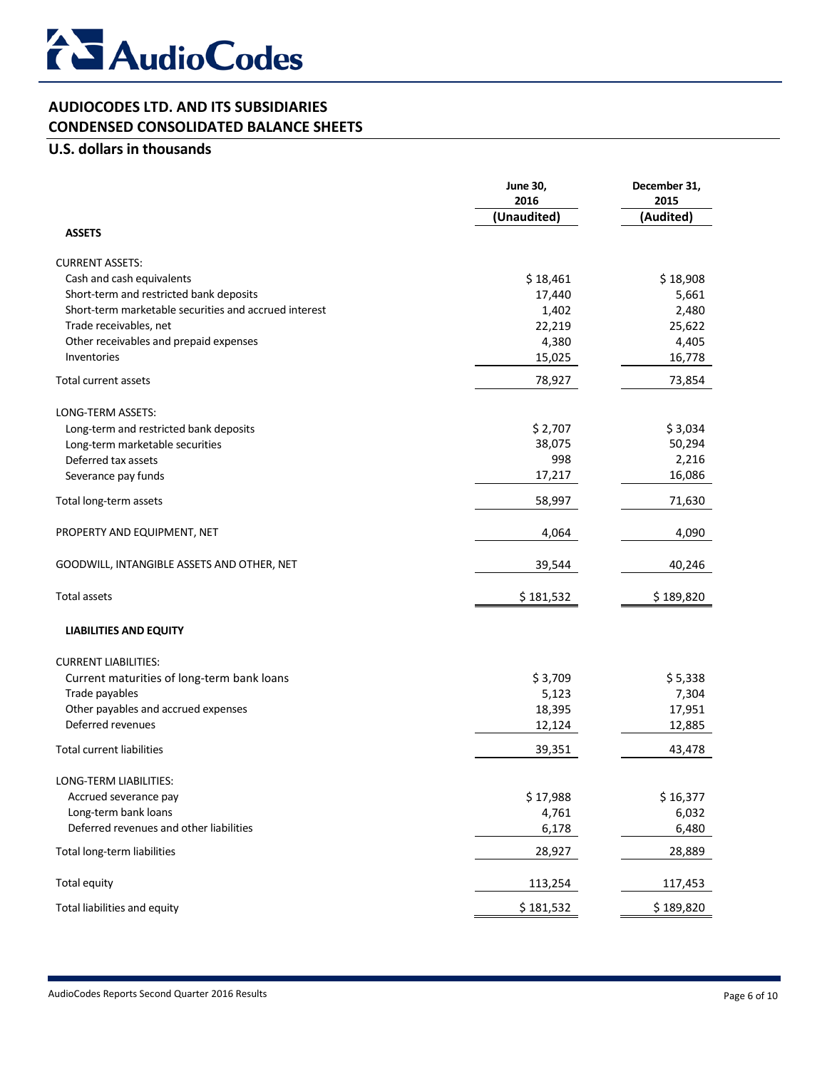# AudioCodes

## AUDIOCODES LTD. AND ITS SUBSIDIARIES
## CONDENSED CONSOLIDATED BALANCE SHEETS

### U.S. dollars in thousands

| | June 30, 2016 | December 31, 2015 |
|---|---|---|
| | (Unaudited) | (Audited) |
| **ASSETS** | | |
| CURRENT ASSETS: | | |
| Cash and cash equivalents | $ 18,461 | $ 18,908 |
| Short-term and restricted bank deposits | 17,440 | 5,661 |
| Short-term marketable securities and accrued interest | 1,402 | 2,480 |
| Trade receivables, net | 22,219 | 25,622 |
| Other receivables and prepaid expenses | 4,380 | 4,405 |
| Inventories | 15,025 | 16,778 |
| Total current assets | 78,927 | 73,854 |
| LONG-TERM ASSETS: | | |
| Long-term and restricted bank deposits | $ 2,707 | $ 3,034 |
| Long-term marketable securities | 38,075 | 50,294 |
| Deferred tax assets | 998 | 2,216 |
| Severance pay funds | 17,217 | 16,086 |
| Total long-term assets | 58,997 | 71,630 |
| PROPERTY AND EQUIPMENT, NET | 4,064 | 4,090 |
| GOODWILL, INTANGIBLE ASSETS AND OTHER, NET | 39,544 | 40,246 |
| Total assets | $ 181,532 | $ 189,820 |
| **LIABILITIES AND EQUITY** | | |
| CURRENT LIABILITIES: | | |
| Current maturities of long-term bank loans | $ 3,709 | $ 5,338 |
| Trade payables | 5,123 | 7,304 |
| Other payables and accrued expenses | 18,395 | 17,951 |
| Deferred revenues | 12,124 | 12,885 |
| Total current liabilities | 39,351 | 43,478 |
| LONG-TERM LIABILITIES: | | |
| Accrued severance pay | $ 17,988 | $ 16,377 |
| Long-term bank loans | 4,761 | 6,032 |
| Deferred revenues and other liabilities | 6,178 | 6,480 |
| Total long-term liabilities | 28,927 | 28,889 |
| Total equity | 113,254 | 117,453 |
| Total liabilities and equity | $ 181,532 | $ 189,820 |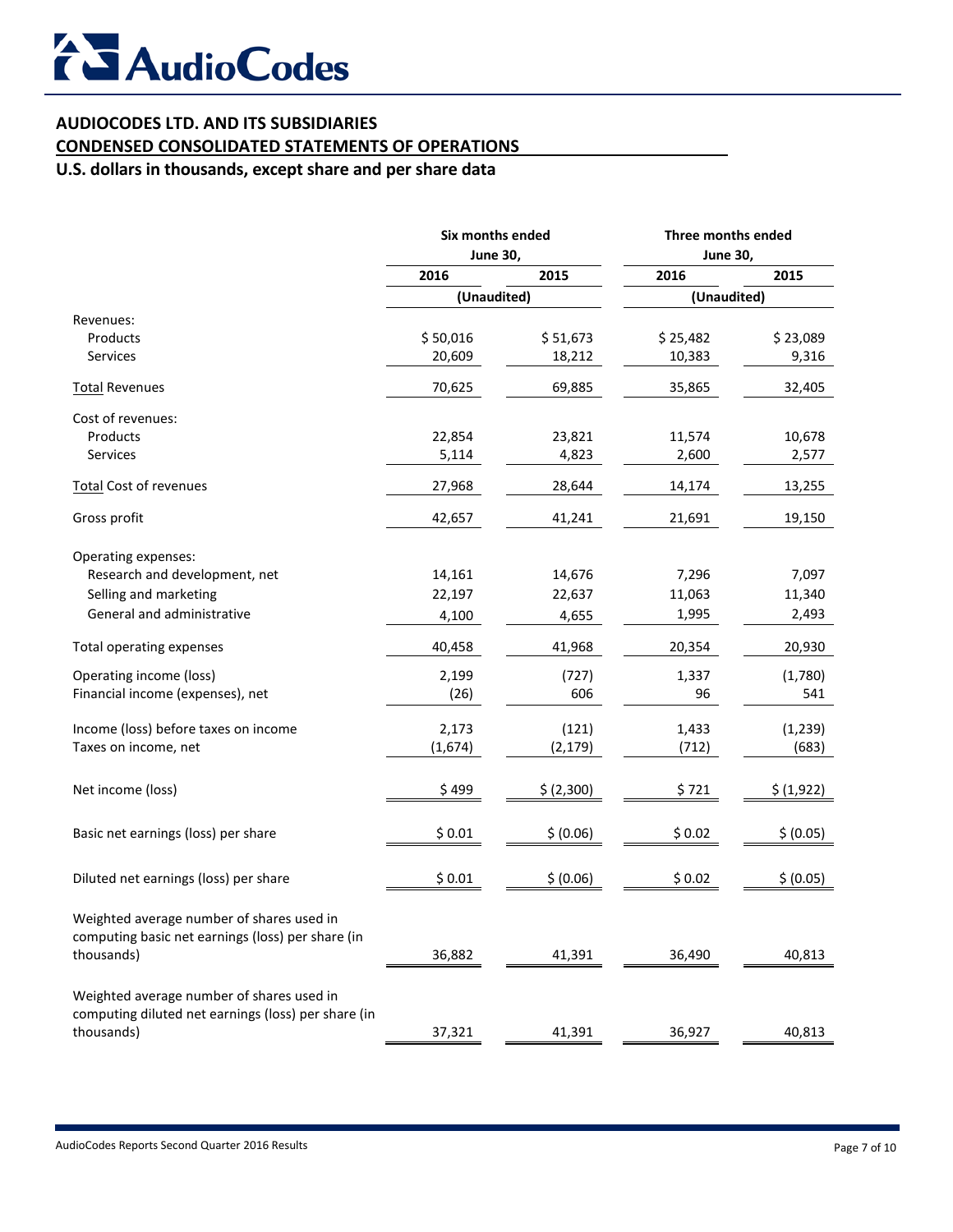# AudioCodes

## AUDIOCODES LTD. AND ITS SUBSIDIARIES

## CONDENSED CONSOLIDATED STATEMENTS OF OPERATIONS

### U.S. dollars in thousands, except share and per share data

| | Six months ended June 30, | | Three months ended June 30, | |
|---|---|---|---|---|
| | 2016 | 2015 | 2016 | 2015 |
| | (Unaudited) | | (Unaudited) | |
| Revenues: | | | | |
| Products | $ 50,016 | $ 51,673 | $ 25,482 | $ 23,089 |
| Services | 20,609 | 18,212 | 10,383 | 9,316 |
| Total Revenues | 70,625 | 69,885 | 35,865 | 32,405 |
| Cost of revenues: | | | | |
| Products | 22,854 | 23,821 | 11,574 | 10,678 |
| Services | 5,114 | 4,823 | 2,600 | 2,577 |
| Total Cost of revenues | 27,968 | 28,644 | 14,174 | 13,255 |
| Gross profit | 42,657 | 41,241 | 21,691 | 19,150 |
| Operating expenses: | | | | |
| Research and development, net | 14,161 | 14,676 | 7,296 | 7,097 |
| Selling and marketing | 22,197 | 22,637 | 11,063 | 11,340 |
| General and administrative | 4,100 | 4,655 | 1,995 | 2,493 |
| Total operating expenses | 40,458 | 41,968 | 20,354 | 20,930 |
| Operating income (loss) | 2,199 | (727) | 1,337 | (1,780) |
| Financial income (expenses), net | (26) | 606 | 96 | 541 |
| Income (loss) before taxes on income | 2,173 | (121) | 1,433 | (1,239) |
| Taxes on income, net | (1,674) | (2,179) | (712) | (683) |
| Net income (loss) | $ 499 | $ (2,300) | $ 721 | $ (1,922) |
| Basic net earnings (loss) per share | $ 0.01 | $ (0.06) | $ 0.02 | $ (0.05) |
| Diluted net earnings (loss) per share | $ 0.01 | $ (0.06) | $ 0.02 | $ (0.05) |
| Weighted average number of shares used in computing basic net earnings (loss) per share (in thousands) | 36,882 | 41,391 | 36,490 | 40,813 |
| Weighted average number of shares used in computing diluted net earnings (loss) per share (in thousands) | 37,321 | 41,391 | 36,927 | 40,813 |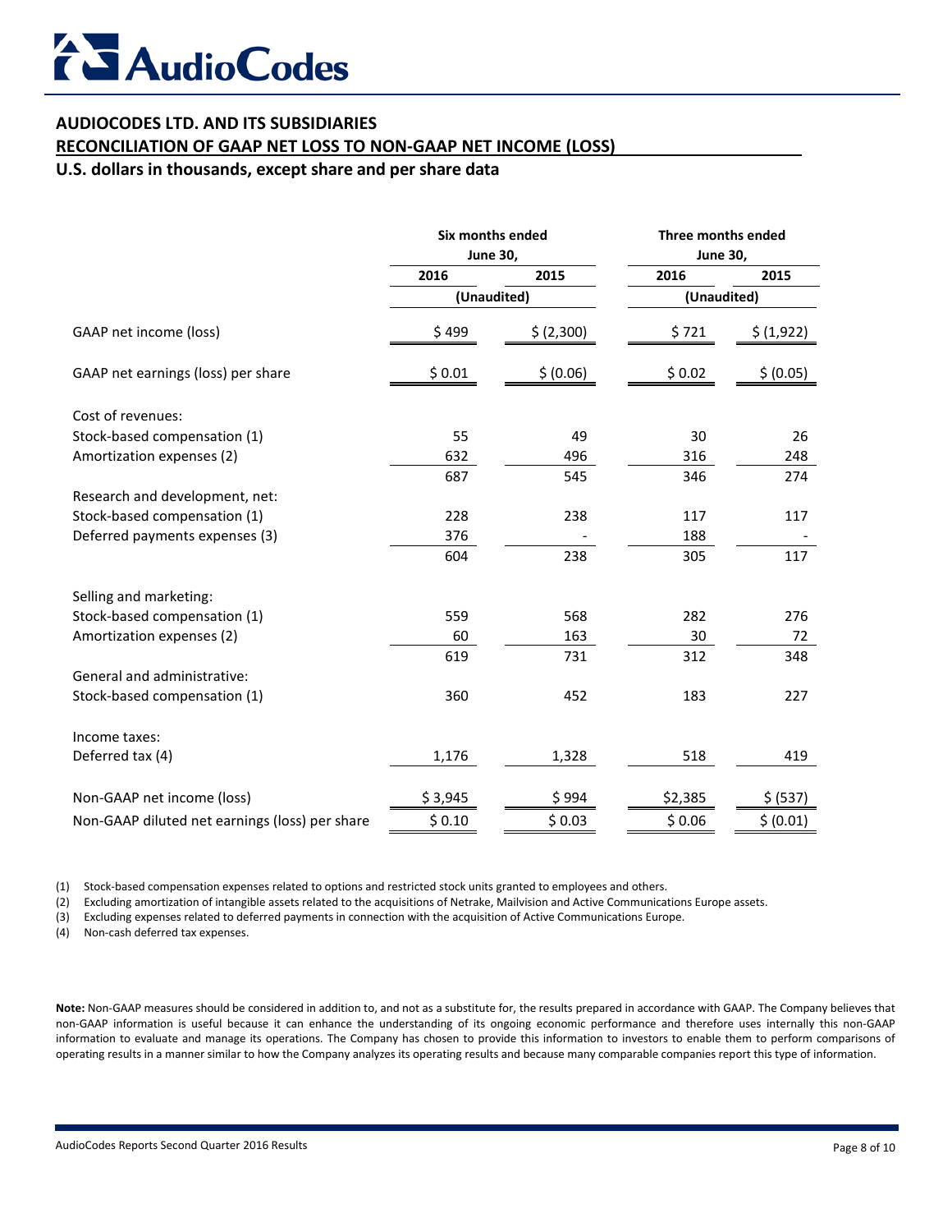**AUDIOCODES LTD. AND ITS SUBSIDIARIES**

**RECONCILIATION OF GAAP NET LOSS TO NON-GAAP NET INCOME (LOSS)**

**U.S. dollars in thousands, except share and per share data**

| | Six months ended June 30, | | Three months ended June 30, | |
|---|---|---|---|---|
| | 2016 | 2015 | 2016 | 2015 |
| | (Unaudited) | | (Unaudited) | |
| GAAP net income (loss) | $ 499 | $ (2,300) | $ 721 | $ (1,922) |
| GAAP net earnings (loss) per share | $ 0.01 | $ (0.06) | $ 0.02 | $ (0.05) |
| Cost of revenues: | | | | |
| Stock-based compensation (1) | 55 | 49 | 30 | 26 |
| Amortization expenses (2) | 632 | 496 | 316 | 248 |
| | 687 | 545 | 346 | 274 |
| Research and development, net: | | | | |
| Stock-based compensation (1) | 228 | 238 | 117 | 117 |
| Deferred payments expenses (3) | 376 | - | 188 | - |
| | 604 | 238 | 305 | 117 |
| Selling and marketing: | | | | |
| Stock-based compensation (1) | 559 | 568 | 282 | 276 |
| Amortization expenses (2) | 60 | 163 | 30 | 72 |
| | 619 | 731 | 312 | 348 |
| General and administrative: | | | | |
| Stock-based compensation (1) | 360 | 452 | 183 | 227 |
| Income taxes: | | | | |
| Deferred tax (4) | 1,176 | 1,328 | 518 | 419 |
| Non-GAAP net income (loss) | $ 3,945 | $ 994 | $2,385 | $ (537) |
| Non-GAAP diluted net earnings (loss) per share | $ 0.10 | $ 0.03 | $ 0.06 | $ (0.01) |

(1) Stock-based compensation expenses related to options and restricted stock units granted to employees and others.

(2) Excluding amortization of intangible assets related to the acquisitions of Netrake, Mailvision and Active Communications Europe assets.

(3) Excluding expenses related to deferred payments in connection with the acquisition of Active Communications Europe.

(4) Non-cash deferred tax expenses.

**Note:** Non-GAAP measures should be considered in addition to, and not as a substitute for, the results prepared in accordance with GAAP. The Company believes that non-GAAP information is useful because it can enhance the understanding of its ongoing economic performance and therefore uses internally this non-GAAP information to evaluate and manage its operations. The Company has chosen to provide this information to investors to enable them to perform comparisons of operating results in a manner similar to how the Company analyzes its operating results and because many comparable companies report this type of information.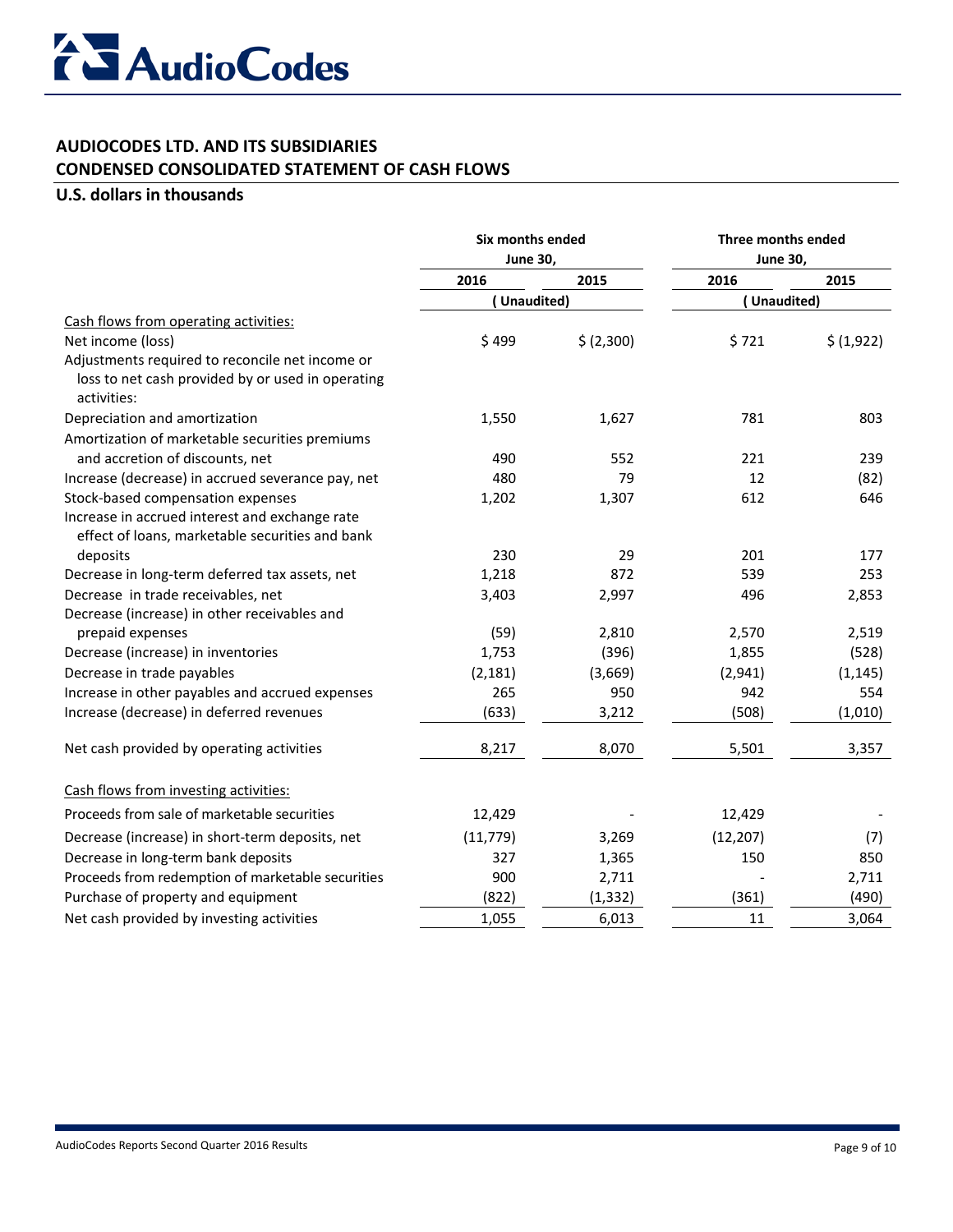# AUDIOCODES LTD. AND ITS SUBSIDIARIES

## CONDENSED CONSOLIDATED STATEMENT OF CASH FLOWS

### U.S. dollars in thousands

| | Six months ended June 30, | | Three months ended June 30, | |
|---|---|---|---|---|
| | 2016 | 2015 | 2016 | 2015 |
| | (Unaudited) | | (Unaudited) | |
| Cash flows from operating activities: | | | | |
| Net income (loss) | $ 499 | $ (2,300) | $ 721 | $ (1,922) |
| Adjustments required to reconcile net income or loss to net cash provided by or used in operating activities: | | | | |
| Depreciation and amortization | 1,550 | 1,627 | 781 | 803 |
| Amortization of marketable securities premiums and accretion of discounts, net | 490 | 552 | 221 | 239 |
| Increase (decrease) in accrued severance pay, net | 480 | 79 | 12 | (82) |
| Stock-based compensation expenses | 1,202 | 1,307 | 612 | 646 |
| Increase in accrued interest and exchange rate effect of loans, marketable securities and bank deposits | 230 | 29 | 201 | 177 |
| Decrease in long-term deferred tax assets, net | 1,218 | 872 | 539 | 253 |
| Decrease in trade receivables, net | 3,403 | 2,997 | 496 | 2,853 |
| Decrease (increase) in other receivables and prepaid expenses | (59) | 2,810 | 2,570 | 2,519 |
| Decrease (increase) in inventories | 1,753 | (396) | 1,855 | (528) |
| Decrease in trade payables | (2,181) | (3,669) | (2,941) | (1,145) |
| Increase in other payables and accrued expenses | 265 | 950 | 942 | 554 |
| Increase (decrease) in deferred revenues | (633) | 3,212 | (508) | (1,010) |
| Net cash provided by operating activities | 8,217 | 8,070 | 5,501 | 3,357 |
| Cash flows from investing activities: | | | | |
| Proceeds from sale of marketable securities | 12,429 | - | 12,429 | - |
| Decrease (increase) in short-term deposits, net | (11,779) | 3,269 | (12,207) | (7) |
| Decrease in long-term bank deposits | 327 | 1,365 | 150 | 850 |
| Proceeds from redemption of marketable securities | 900 | 2,711 | - | 2,711 |
| Purchase of property and equipment | (822) | (1,332) | (361) | (490) |
| Net cash provided by investing activities | 1,055 | 6,013 | 11 | 3,064 |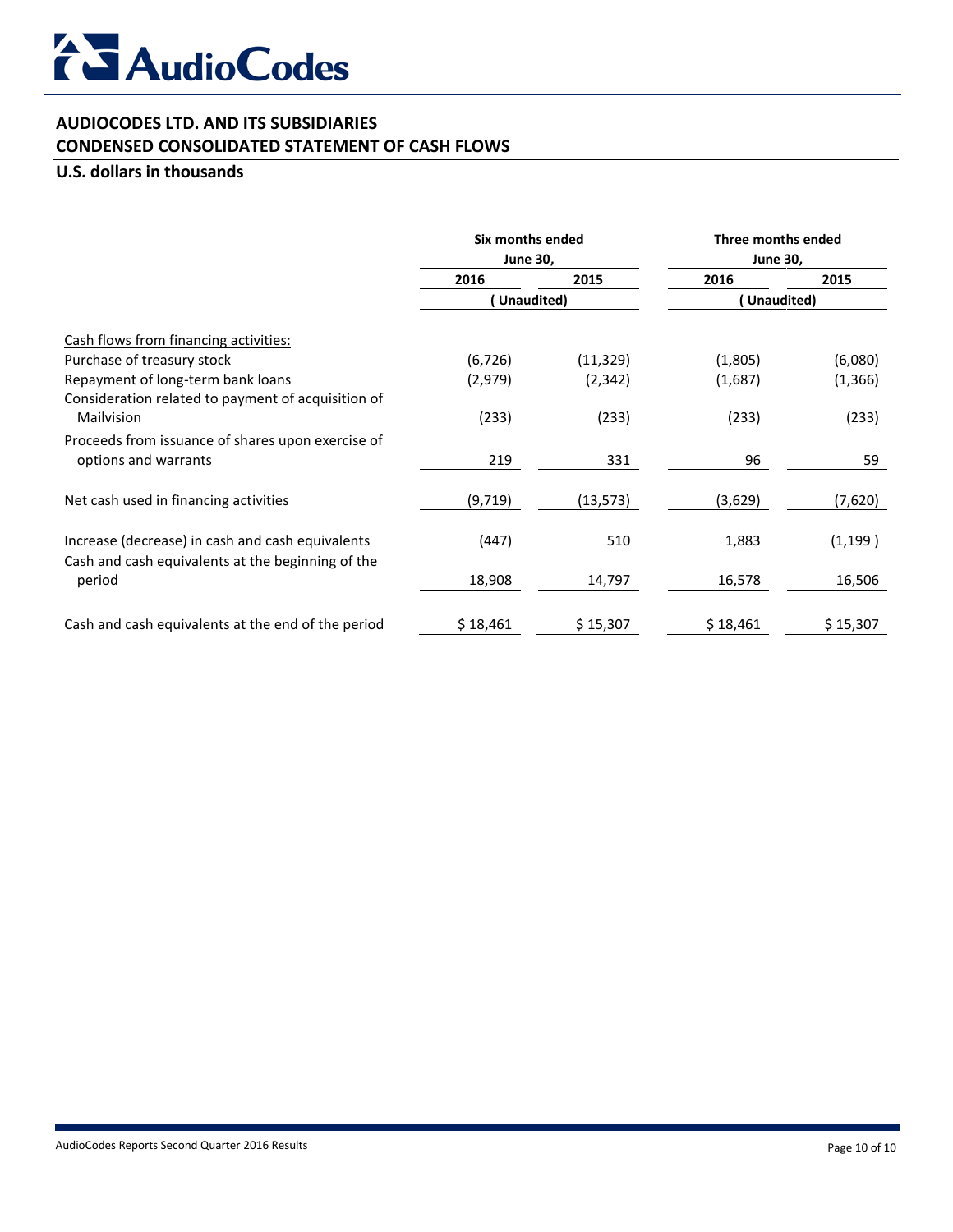**AUDIOCODES LTD. AND ITS SUBSIDIARIES**
**CONDENSED CONSOLIDATED STATEMENT OF CASH FLOWS**

**U.S. dollars in thousands**

| | Six months ended June 30, | | Three months ended June 30, | |
|---|---|---|---|---|
| | 2016 | 2015 | 2016 | 2015 |
| | (Unaudited) | | (Unaudited) | |
| Cash flows from financing activities: | | | | |
| Purchase of treasury stock | (6,726) | (11,329) | (1,805) | (6,080) |
| Repayment of long-term bank loans | (2,979) | (2,342) | (1,687) | (1,366) |
| Consideration related to payment of acquisition of Mailvision | (233) | (233) | (233) | (233) |
| Proceeds from issuance of shares upon exercise of options and warrants | 219 | 331 | 96 | 59 |
| Net cash used in financing activities | (9,719) | (13,573) | (3,629) | (7,620) |
| Increase (decrease) in cash and cash equivalents | (447) | 510 | 1,883 | (1,199) |
| Cash and cash equivalents at the beginning of the period | 18,908 | 14,797 | 16,578 | 16,506 |
| Cash and cash equivalents at the end of the period | $ 18,461 | $ 15,307 | $ 18,461 | $ 15,307 |